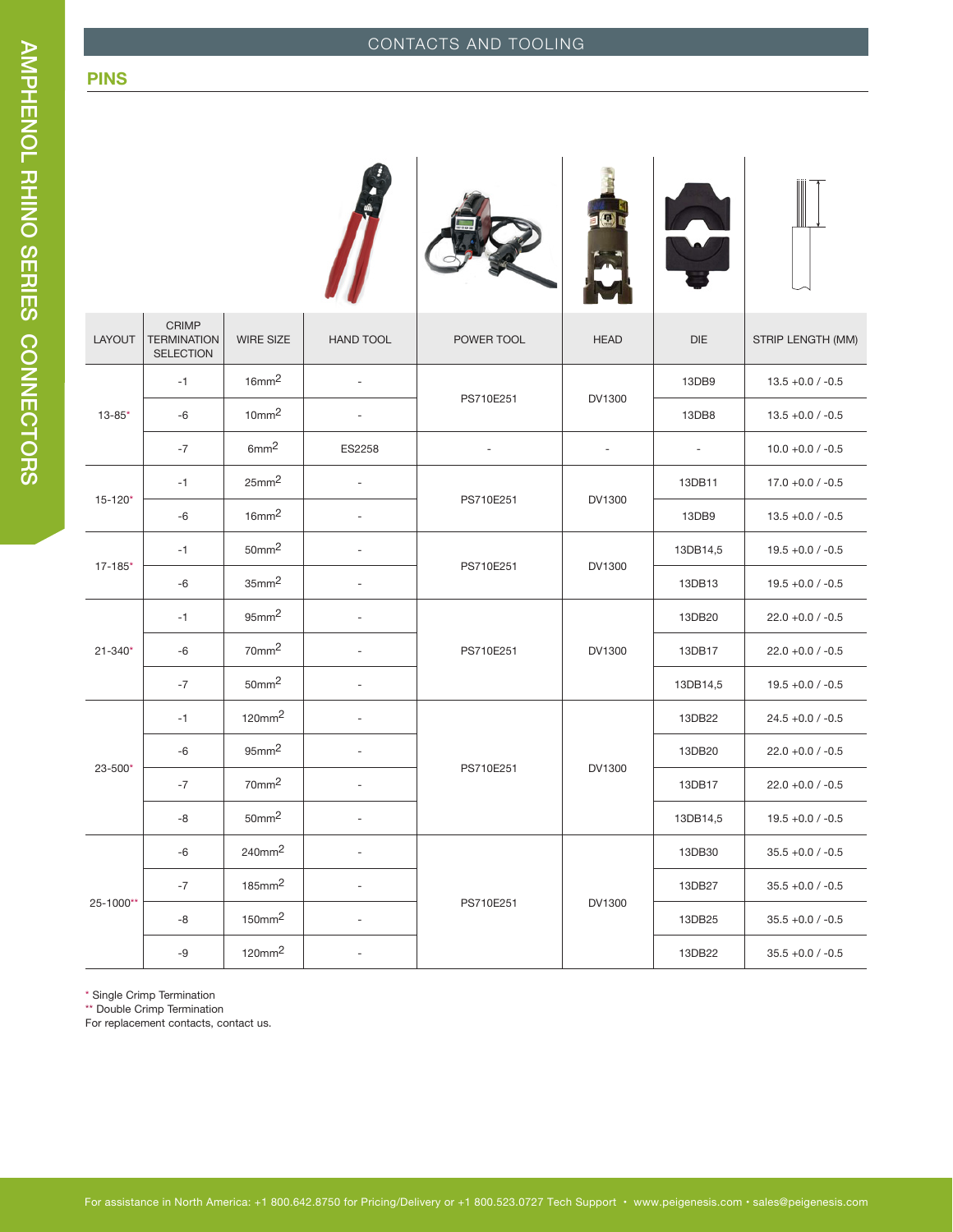## PINS

| LAYOUT | CRIMP TERMINATION SELECTION | WIRE SIZE | HAND TOOL | POWER TOOL | HEAD | DIE | STRIP LENGTH (MM) |
|---|---|---|---|---|---|---|---|
| 13-85* | -1 | 16mm$^2$ | - | PS710E251 | DV1300 | 13DB9 | 13.5 +0.0 / -0.5 |
| | -6 | 10mm$^2$ | - | | | 13DB8 | 13.5 +0.0 / -0.5 |
| | -7 | 6mm$^2$ | ES2258 | - | - | - | 10.0 +0.0 / -0.5 |
| 15-120* | -1 | 25mm$^2$ | - | PS710E251 | DV1300 | 13DB11 | 17.0 +0.0 / -0.5 |
| | -6 | 16mm$^2$ | - | | | 13DB9 | 13.5 +0.0 / -0.5 |
| 17-185* | -1 | 50mm$^2$ | - | PS710E251 | DV1300 | 13DB14,5 | 19.5 +0.0 / -0.5 |
| | -6 | 35mm$^2$ | - | | | 13DB13 | 19.5 +0.0 / -0.5 |
| 21-340* | -1 | 95mm$^2$ | - | PS710E251 | DV1300 | 13DB20 | 22.0 +0.0 / -0.5 |
| | -6 | 70mm$^2$ | - | | | 13DB17 | 22.0 +0.0 / -0.5 |
| | -7 | 50mm$^2$ | - | | | 13DB14,5 | 19.5 +0.0 / -0.5 |
| 23-500* | -1 | 120mm$^2$ | - | PS710E251 | DV1300 | 13DB22 | 24.5 +0.0 / -0.5 |
| | -6 | 95mm$^2$ | - | | | 13DB20 | 22.0 +0.0 / -0.5 |
| | -7 | 70mm$^2$ | - | | | 13DB17 | 22.0 +0.0 / -0.5 |
| | -8 | 50mm$^2$ | - | | | 13DB14,5 | 19.5 +0.0 / -0.5 |
| 25-1000** | -6 | 240mm$^2$ | - | PS710E251 | DV1300 | 13DB30 | 35.5 +0.0 / -0.5 |
| | -7 | 185mm$^2$ | - | | | 13DB27 | 35.5 +0.0 / -0.5 |
| | -8 | 150mm$^2$ | - | | | 13DB25 | 35.5 +0.0 / -0.5 |
| | -9 | 120mm$^2$ | - | | | 13DB22 | 35.5 +0.0 / -0.5 |

* Single Crimp Termination
** Double Crimp Termination
For replacement contacts, contact us.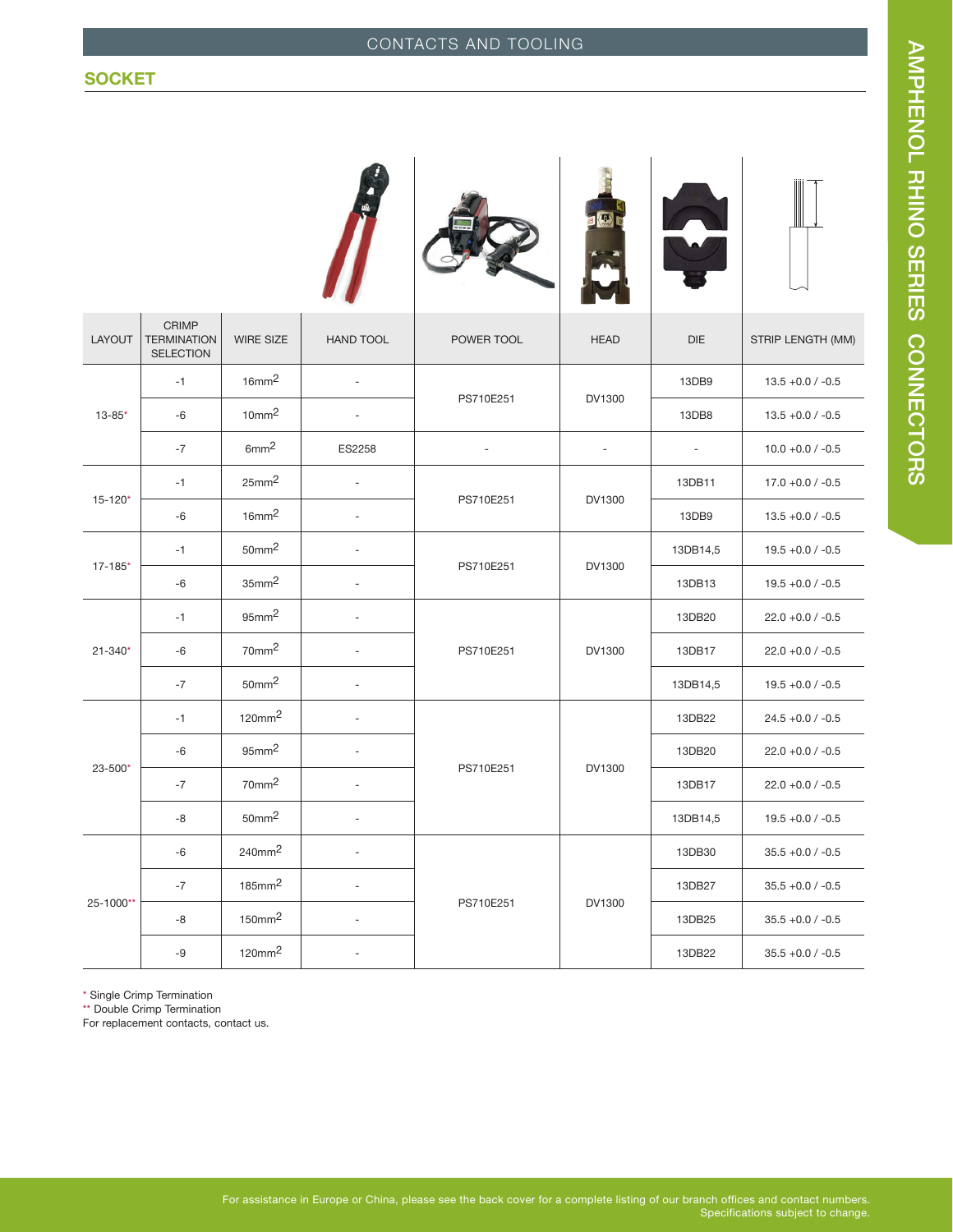# CONTACTS AND TOOLING

## SOCKET

| LAYOUT | CRIMP TERMINATION SELECTION | WIRE SIZE | HAND TOOL | POWER TOOL | HEAD | DIE | STRIP LENGTH (MM) |
|---|---|---|---|---|---|---|---|
| 13-85* | -1 | 16mm$^2$ | - | PS710E251 | DV1300 | 13DB9 | 13.5 +0.0 / -0.5 |
| | -6 | 10mm$^2$ | - | | | 13DB8 | 13.5 +0.0 / -0.5 |
| | -7 | 6mm$^2$ | ES2258 | - | - | - | 10.0 +0.0 / -0.5 |
| 15-120* | -1 | 25mm$^2$ | - | PS710E251 | DV1300 | 13DB11 | 17.0 +0.0 / -0.5 |
| | -6 | 16mm$^2$ | - | | | 13DB9 | 13.5 +0.0 / -0.5 |
| 17-185* | -1 | 50mm$^2$ | - | PS710E251 | DV1300 | 13DB14,5 | 19.5 +0.0 / -0.5 |
| | -6 | 35mm$^2$ | - | | | 13DB13 | 19.5 +0.0 / -0.5 |
| 21-340* | -1 | 95mm$^2$ | - | PS710E251 | DV1300 | 13DB20 | 22.0 +0.0 / -0.5 |
| | -6 | 70mm$^2$ | - | | | 13DB17 | 22.0 +0.0 / -0.5 |
| | -7 | 50mm$^2$ | - | | | 13DB14,5 | 19.5 +0.0 / -0.5 |
| 23-500* | -1 | 120mm$^2$ | - | PS710E251 | DV1300 | 13DB22 | 24.5 +0.0 / -0.5 |
| | -6 | 95mm$^2$ | - | | | 13DB20 | 22.0 +0.0 / -0.5 |
| | -7 | 70mm$^2$ | - | | | 13DB17 | 22.0 +0.0 / -0.5 |
| | -8 | 50mm$^2$ | - | | | 13DB14,5 | 19.5 +0.0 / -0.5 |
| 25-1000** | -6 | 240mm$^2$ | - | PS710E251 | DV1300 | 13DB30 | 35.5 +0.0 / -0.5 |
| | -7 | 185mm$^2$ | - | | | 13DB27 | 35.5 +0.0 / -0.5 |
| | -8 | 150mm$^2$ | - | | | 13DB25 | 35.5 +0.0 / -0.5 |
| | -9 | 120mm$^2$ | - | | | 13DB22 | 35.5 +0.0 / -0.5 |

* Single Crimp Termination
** Double Crimp Termination
For replacement contacts, contact us.

For assistance in Europe or China, please see the back cover for a complete listing of our branch offices and contact numbers.
Specifications subject to change.